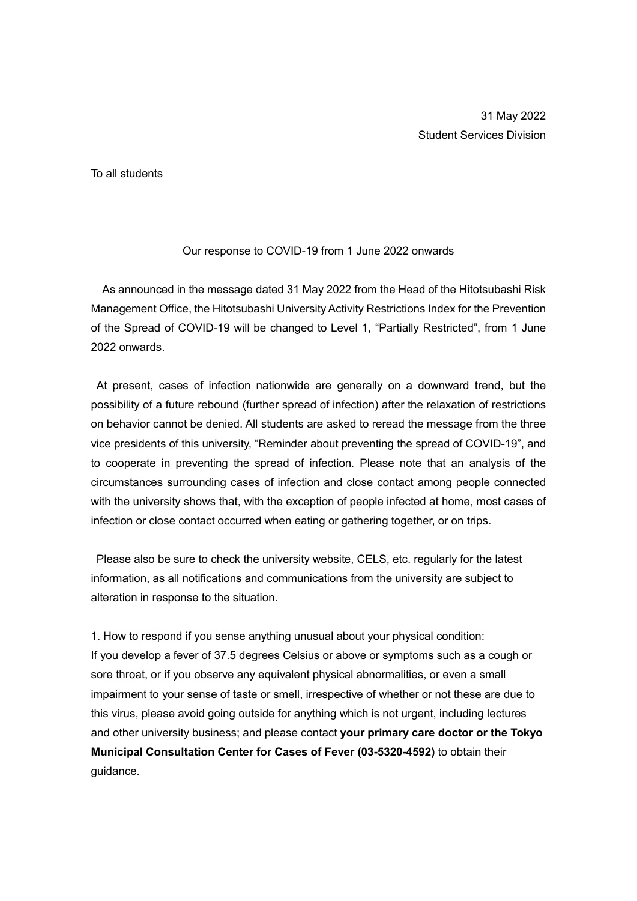31 May 2022
Student Services Division

To all students

## Our response to COVID-19 from 1 June 2022 onwards

As announced in the message dated 31 May 2022 from the Head of the Hitotsubashi Risk Management Office, the Hitotsubashi University Activity Restrictions Index for the Prevention of the Spread of COVID-19 will be changed to Level 1, "Partially Restricted", from 1 June 2022 onwards.

At present, cases of infection nationwide are generally on a downward trend, but the possibility of a future rebound (further spread of infection) after the relaxation of restrictions on behavior cannot be denied. All students are asked to reread the message from the three vice presidents of this university, "Reminder about preventing the spread of COVID-19", and to cooperate in preventing the spread of infection. Please note that an analysis of the circumstances surrounding cases of infection and close contact among people connected with the university shows that, with the exception of people infected at home, most cases of infection or close contact occurred when eating or gathering together, or on trips.

Please also be sure to check the university website, CELS, etc. regularly for the latest information, as all notifications and communications from the university are subject to alteration in response to the situation.

1. How to respond if you sense anything unusual about your physical condition:
If you develop a fever of 37.5 degrees Celsius or above or symptoms such as a cough or sore throat, or if you observe any equivalent physical abnormalities, or even a small impairment to your sense of taste or smell, irrespective of whether or not these are due to this virus, please avoid going outside for anything which is not urgent, including lectures and other university business; and please contact **your primary care doctor or the Tokyo Municipal Consultation Center for Cases of Fever (03-5320-4592)** to obtain their guidance.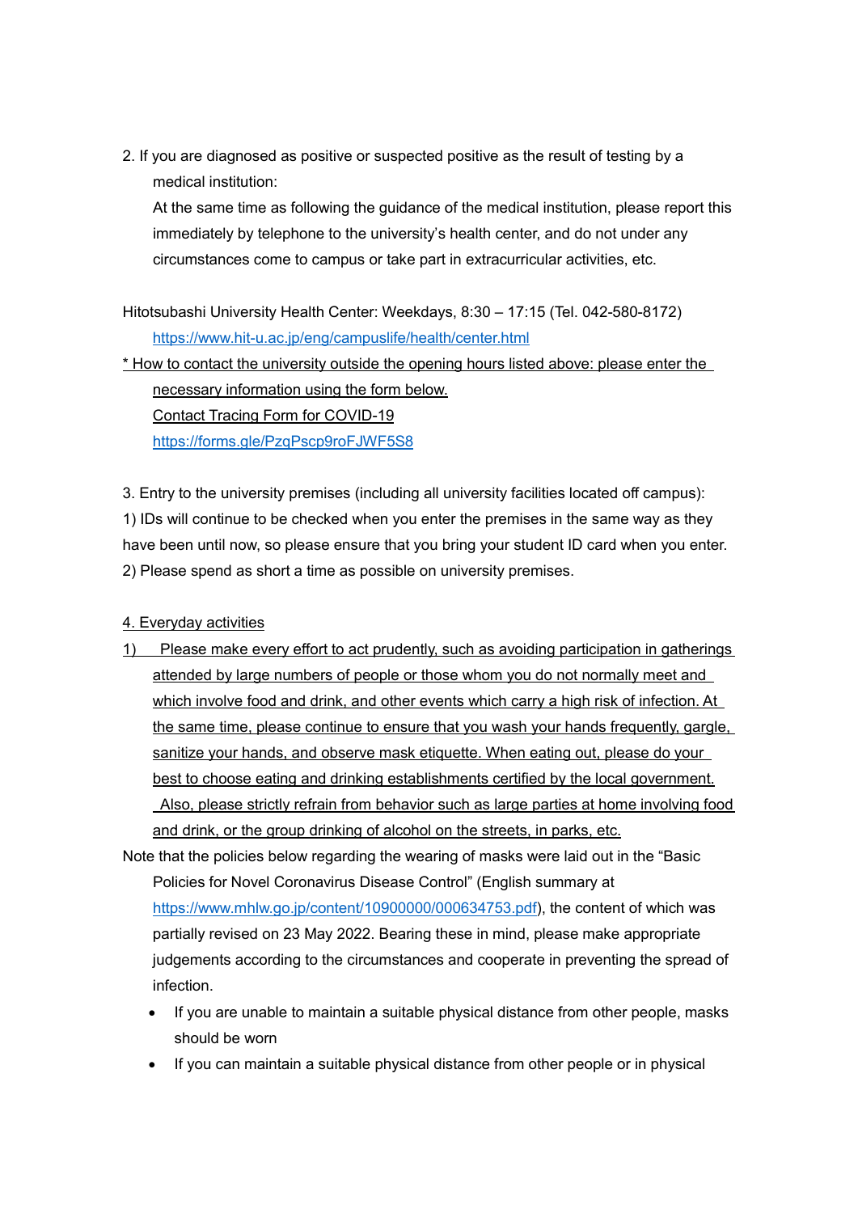2. If you are diagnosed as positive or suspected positive as the result of testing by a medical institution:
   At the same time as following the guidance of the medical institution, please report this immediately by telephone to the university's health center, and do not under any circumstances come to campus or take part in extracurricular activities, etc.

Hitotsubashi University Health Center: Weekdays, 8:30 – 17:15 (Tel. 042-580-8172)
   https://www.hit-u.ac.jp/eng/campuslife/health/center.html

* How to contact the university outside the opening hours listed above: please enter the necessary information using the form below.
   Contact Tracing Form for COVID-19
   https://forms.gle/PzqPscp9roFJWF5S8

3. Entry to the university premises (including all university facilities located off campus):
1) IDs will continue to be checked when you enter the premises in the same way as they have been until now, so please ensure that you bring your student ID card when you enter.
2) Please spend as short a time as possible on university premises.

4. Everyday activities

1) Please make every effort to act prudently, such as avoiding participation in gatherings attended by large numbers of people or those whom you do not normally meet and which involve food and drink, and other events which carry a high risk of infection. At the same time, please continue to ensure that you wash your hands frequently, gargle, sanitize your hands, and observe mask etiquette. When eating out, please do your best to choose eating and drinking establishments certified by the local government. Also, please strictly refrain from behavior such as large parties at home involving food and drink, or the group drinking of alcohol on the streets, in parks, etc.

Note that the policies below regarding the wearing of masks were laid out in the "Basic Policies for Novel Coronavirus Disease Control" (English summary at https://www.mhlw.go.jp/content/10900000/000634753.pdf), the content of which was partially revised on 23 May 2022. Bearing these in mind, please make appropriate judgements according to the circumstances and cooperate in preventing the spread of infection.

- If you are unable to maintain a suitable physical distance from other people, masks should be worn
- If you can maintain a suitable physical distance from other people or in physical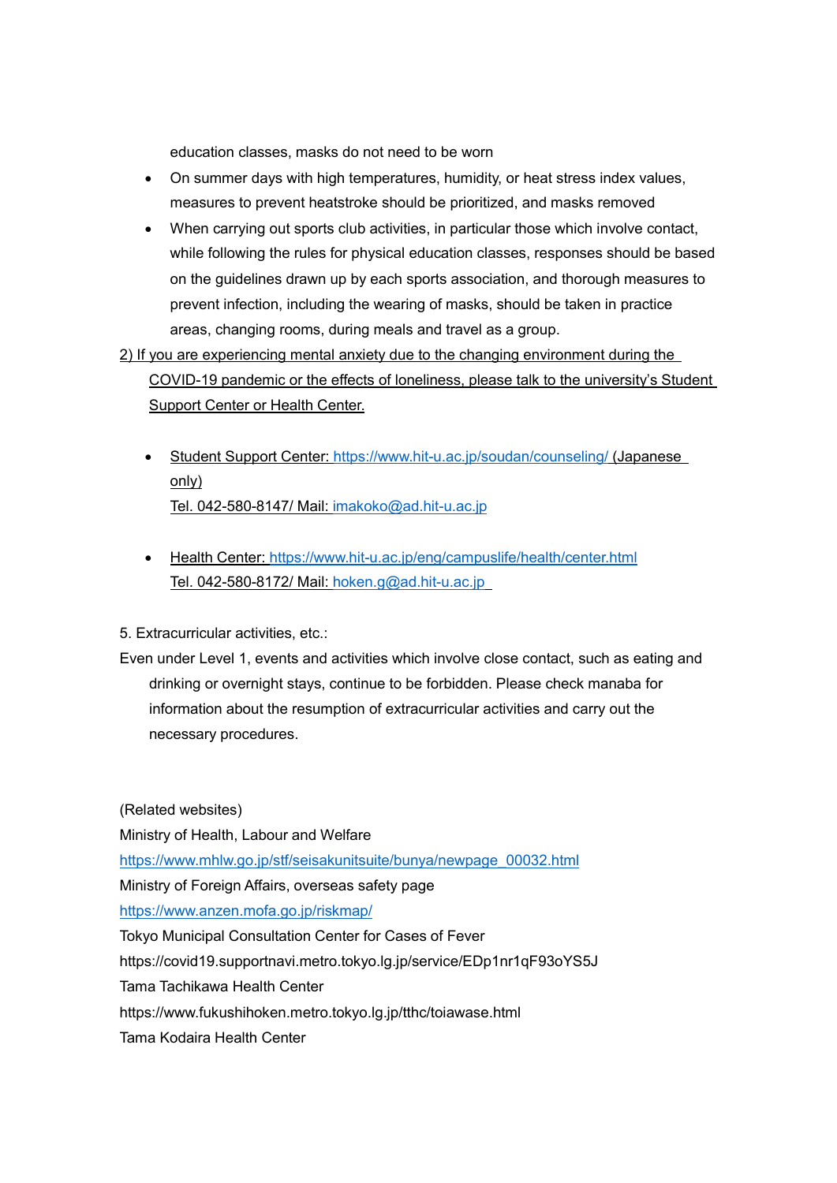education classes, masks do not need to be worn

- On summer days with high temperatures, humidity, or heat stress index values, measures to prevent heatstroke should be prioritized, and masks removed
- When carrying out sports club activities, in particular those which involve contact, while following the rules for physical education classes, responses should be based on the guidelines drawn up by each sports association, and thorough measures to prevent infection, including the wearing of masks, should be taken in practice areas, changing rooms, during meals and travel as a group.

2) If you are experiencing mental anxiety due to the changing environment during the COVID-19 pandemic or the effects of loneliness, please talk to the university's Student Support Center or Health Center.

- Student Support Center: https://www.hit-u.ac.jp/soudan/counseling/ (Japanese only)
  Tel. 042-580-8147/ Mail: imakoko@ad.hit-u.ac.jp

- Health Center: https://www.hit-u.ac.jp/eng/campuslife/health/center.html
  Tel. 042-580-8172/ Mail: hoken.g@ad.hit-u.ac.jp

5. Extracurricular activities, etc.:

Even under Level 1, events and activities which involve close contact, such as eating and drinking or overnight stays, continue to be forbidden. Please check manaba for information about the resumption of extracurricular activities and carry out the necessary procedures.

(Related websites)

Ministry of Health, Labour and Welfare
https://www.mhlw.go.jp/stf/seisakunitsuite/bunya/newpage_00032.html

Ministry of Foreign Affairs, overseas safety page
https://www.anzen.mofa.go.jp/riskmap/

Tokyo Municipal Consultation Center for Cases of Fever
https://covid19.supportnavi.metro.tokyo.lg.jp/service/EDp1nr1qF93oYS5J

Tama Tachikawa Health Center
https://www.fukushihoken.metro.tokyo.lg.jp/tthc/toiawase.html

Tama Kodaira Health Center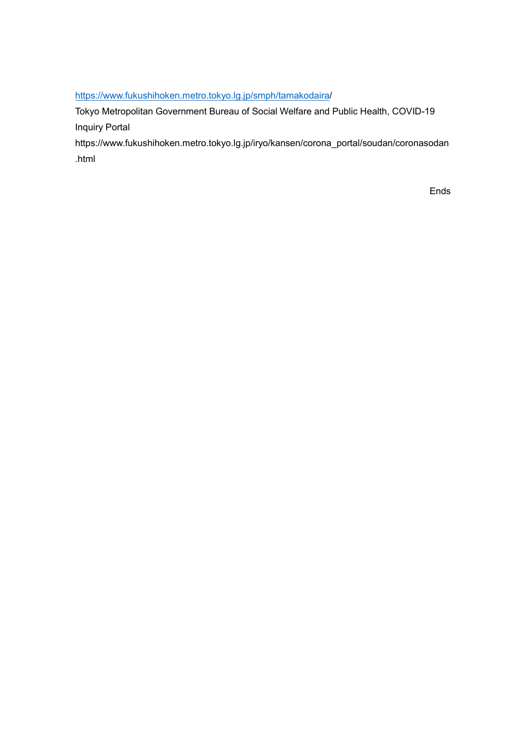https://www.fukushihoken.metro.tokyo.lg.jp/smph/tamakodaira/

Tokyo Metropolitan Government Bureau of Social Welfare and Public Health, COVID-19 Inquiry Portal

https://www.fukushihoken.metro.tokyo.lg.jp/iryo/kansen/corona_portal/soudan/coronasodan.html

Ends